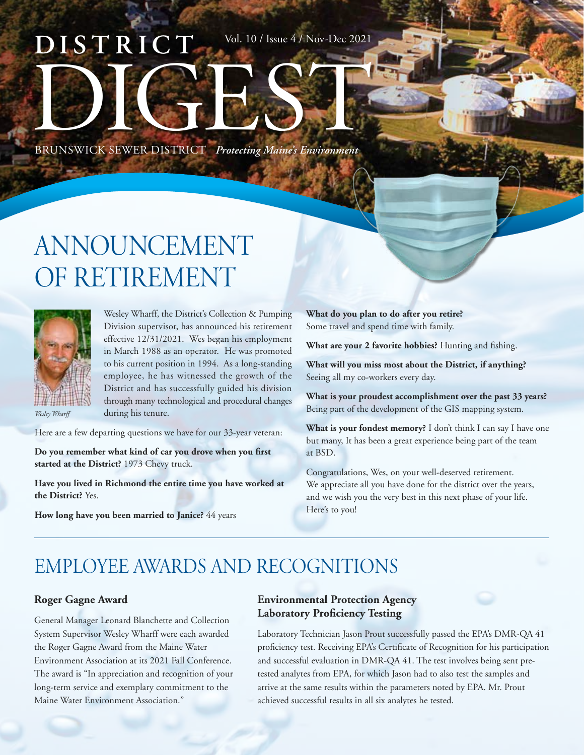# DISTRICT DIGEST

Vol. 10 / Issue 4 / Nov-Dec 2021

BRUNSWICK SEWER DISTRICT *Protecting Maine's Environment*

## ANNOUNCEMENT OF RETIREMENT

*Wesley Wharff*

Wesley Wharff, the District's Collection & Pumping Division supervisor, has announced his retirement effective 12/31/2021. Wes began his employment in March 1988 as an operator. He was promoted to his current position in 1994. As a long-standing employee, he has witnessed the growth of the District and has successfully guided his division through many technological and procedural changes during his tenure.

Here are a few departing questions we have for our 33-year veteran:

**Do you remember what kind of car you drove when you first started at the District?** 1973 Chevy truck.

**Have you lived in Richmond the entire time you have worked at the District?** Yes.

**How long have you been married to Janice?** 44 years

**What do you plan to do after you retire?** Some travel and spend time with family.

**What are your 2 favorite hobbies?** Hunting and fishing.

**What will you miss most about the District, if anything?** Seeing all my co-workers every day.

**What is your proudest accomplishment over the past 33 years?** Being part of the development of the GIS mapping system.

**What is your fondest memory?** I don't think I can say I have one but many, It has been a great experience being part of the team at BSD.

Congratulations, Wes, on your well-deserved retirement. We appreciate all you have done for the district over the years, and we wish you the very best in this next phase of your life. Here's to you!

## EMPLOYEE AWARDS AND RECOGNITIONS

### Roger Gagne Award

General Manager Leonard Blanchette and Collection System Supervisor Wesley Wharff were each awarded the Roger Gagne Award from the Maine Water Environment Association at its 2021 Fall Conference. The award is "In appreciation and recognition of your long-term service and exemplary commitment to the Maine Water Environment Association."

### Environmental Protection Agency Laboratory Proficiency Testing

Laboratory Technician Jason Prout successfully passed the EPA's DMR-QA 41 proficiency test. Receiving EPA's Certificate of Recognition for his participation and successful evaluation in DMR-QA 41. The test involves being sent pre-tested analytes from EPA, for which Jason had to also test the samples and arrive at the same results within the parameters noted by EPA. Mr. Prout achieved successful results in all six analytes he tested.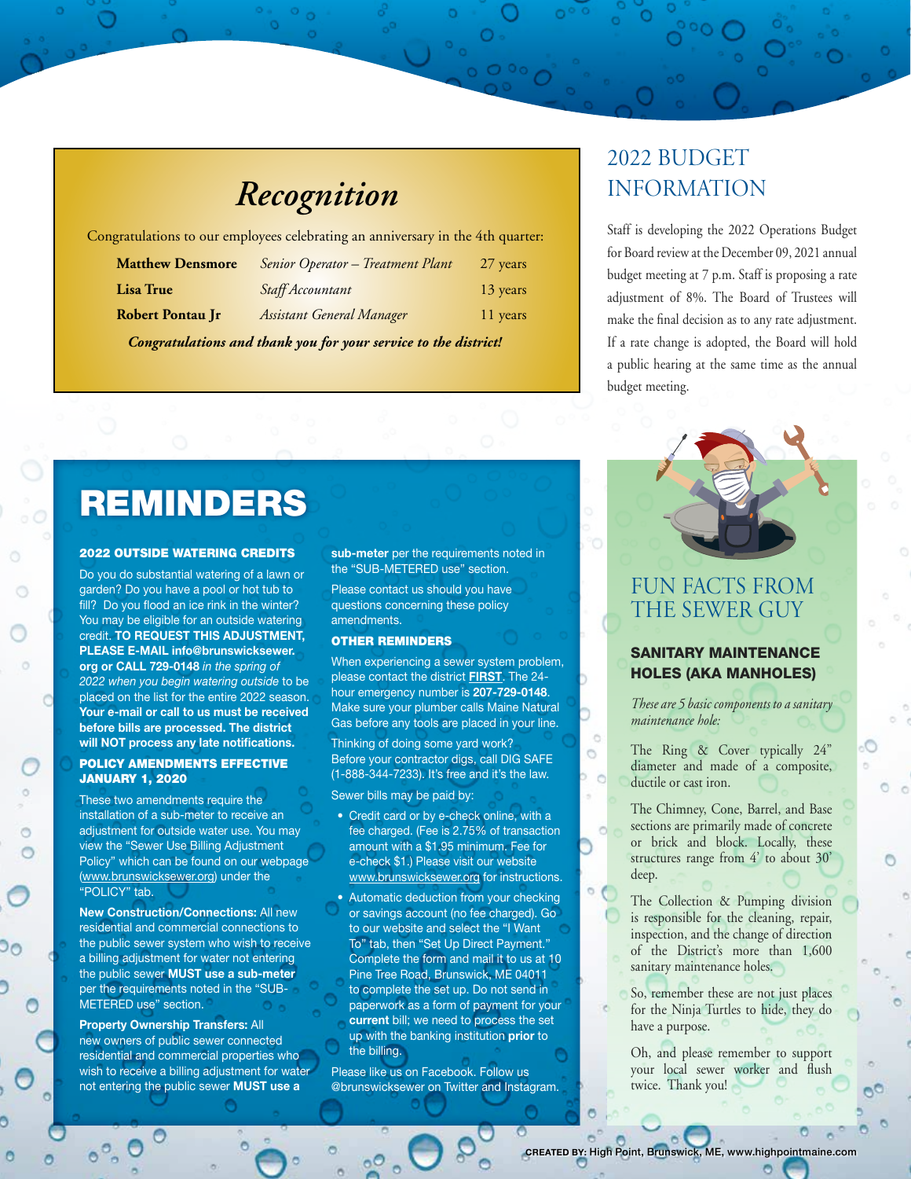## *Recognition*

Congratulations to our employees celebrating an anniversary in the 4th quarter:

| | | |
|---|---|---|
| **Matthew Densmore** | *Senior Operator – Treatment Plant* | 27 years |
| **Lisa True** | *Staff Accountant* | 13 years |
| **Robert Pontau Jr** | *Assistant General Manager* | 11 years |

***Congratulations and thank you for your service to the district!***

## 2022 BUDGET INFORMATION

Staff is developing the 2022 Operations Budget for Board review at the December 09, 2021 annual budget meeting at 7 p.m. Staff is proposing a rate adjustment of 8%. The Board of Trustees will make the final decision as to any rate adjustment. If a rate change is adopted, the Board will hold a public hearing at the same time as the annual budget meeting.

# REMINDERS

### 2022 OUTSIDE WATERING CREDITS

Do you do substantial watering of a lawn or garden? Do you have a pool or hot tub to fill? Do you flood an ice rink in the winter? You may be eligible for an outside watering credit. **TO REQUEST THIS ADJUSTMENT, PLEASE E-MAIL info@brunswicksewer.org or CALL 729-0148** *in the spring of 2022 when you begin watering outside* to be placed on the list for the entire 2022 season. **Your e-mail or call to us must be received before bills are processed. The district will NOT process any late notifications.**

### POLICY AMENDMENTS EFFECTIVE JANUARY 1, 2020

These two amendments require the installation of a sub-meter to receive an adjustment for outside water use. You may view the "Sewer Use Billing Adjustment Policy" which can be found on our webpage (www.brunswicksewer.org) under the "POLICY" tab.

**New Construction/Connections:** All new residential and commercial connections to the public sewer system who wish to receive a billing adjustment for water not entering the public sewer **MUST use a sub-meter** per the requirements noted in the "SUB-METERED use" section.

**Property Ownership Transfers:** All new owners of public sewer connected residential and commercial properties who wish to receive a billing adjustment for water not entering the public sewer **MUST use a sub-meter** per the requirements noted in the "SUB-METERED use" section.

Please contact us should you have questions concerning these policy amendments.

### OTHER REMINDERS

When experiencing a sewer system problem, please contact the district **FIRST**. The 24-hour emergency number is **207-729-0148**. Make sure your plumber calls Maine Natural Gas before any tools are placed in your line.

Thinking of doing some yard work? Before your contractor digs, call DIG SAFE (1-888-344-7233). It's free and it's the law.

Sewer bills may be paid by:

- Credit card or by e-check online, with a fee charged. (Fee is 2.75% of transaction amount with a $1.95 minimum. Fee for e-check $1.) Please visit our website www.brunswicksewer.org for instructions.
- Automatic deduction from your checking or savings account (no fee charged). Go to our website and select the "I Want To" tab, then "Set Up Direct Payment." Complete the form and mail it to us at 10 Pine Tree Road, Brunswick, ME 04011 to complete the set up. Do not send in paperwork as a form of payment for your **current** bill; we need to process the set up with the banking institution **prior** to the billing.

Please like us on Facebook. Follow us @brunswicksewer on Twitter and Instagram.

## FUN FACTS FROM THE SEWER GUY

### SANITARY MAINTENANCE HOLES (AKA MANHOLES)

*These are 5 basic components to a sanitary maintenance hole:*

The Ring & Cover typically 24" diameter and made of a composite, ductile or cast iron.

The Chimney, Cone, Barrel, and Base sections are primarily made of concrete or brick and block. Locally, these structures range from 4' to about 30' deep.

The Collection & Pumping division is responsible for the cleaning, repair, inspection, and the change of direction of the District's more than 1,600 sanitary maintenance holes.

So, remember these are not just places for the Ninja Turtles to hide, they do have a purpose.

Oh, and please remember to support your local sewer worker and flush twice. Thank you!

**CREATED BY:** High Point, Brunswick, ME, www.highpointmaine.com